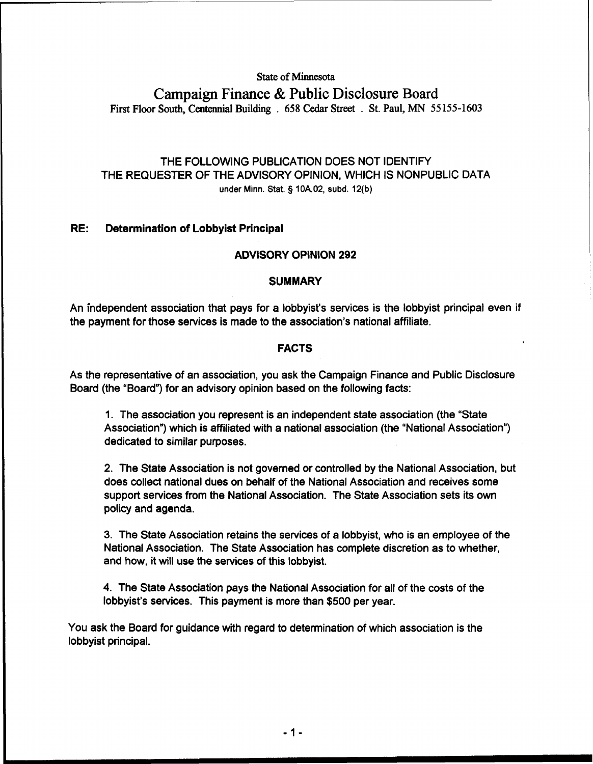State of Minnesota

# Campaign Finance & Public Disclosure Board

First Floor South, Centennial Building . 658 Cedar Street . St. Paul, MN 55155-1603

THE FOLLOWING PUBLICATION DOES NOT IDENTIFY
THE REQUESTER OF THE ADVISORY OPINION, WHICH IS NONPUBLIC DATA
under Minn. Stat. § 10A.02, subd. 12(b)

**RE: Determination of Lobbyist Principal**

## ADVISORY OPINION 292

### SUMMARY

An independent association that pays for a lobbyist's services is the lobbyist principal even if the payment for those services is made to the association's national affiliate.

### FACTS

As the representative of an association, you ask the Campaign Finance and Public Disclosure Board (the "Board") for an advisory opinion based on the following facts:

1. The association you represent is an independent state association (the "State Association") which is affiliated with a national association (the "National Association") dedicated to similar purposes.

2. The State Association is not governed or controlled by the National Association, but does collect national dues on behalf of the National Association and receives some support services from the National Association. The State Association sets its own policy and agenda.

3. The State Association retains the services of a lobbyist, who is an employee of the National Association. The State Association has complete discretion as to whether, and how, it will use the services of this lobbyist.

4. The State Association pays the National Association for all of the costs of the lobbyist's services. This payment is more than $500 per year.

You ask the Board for guidance with regard to determination of which association is the lobbyist principal.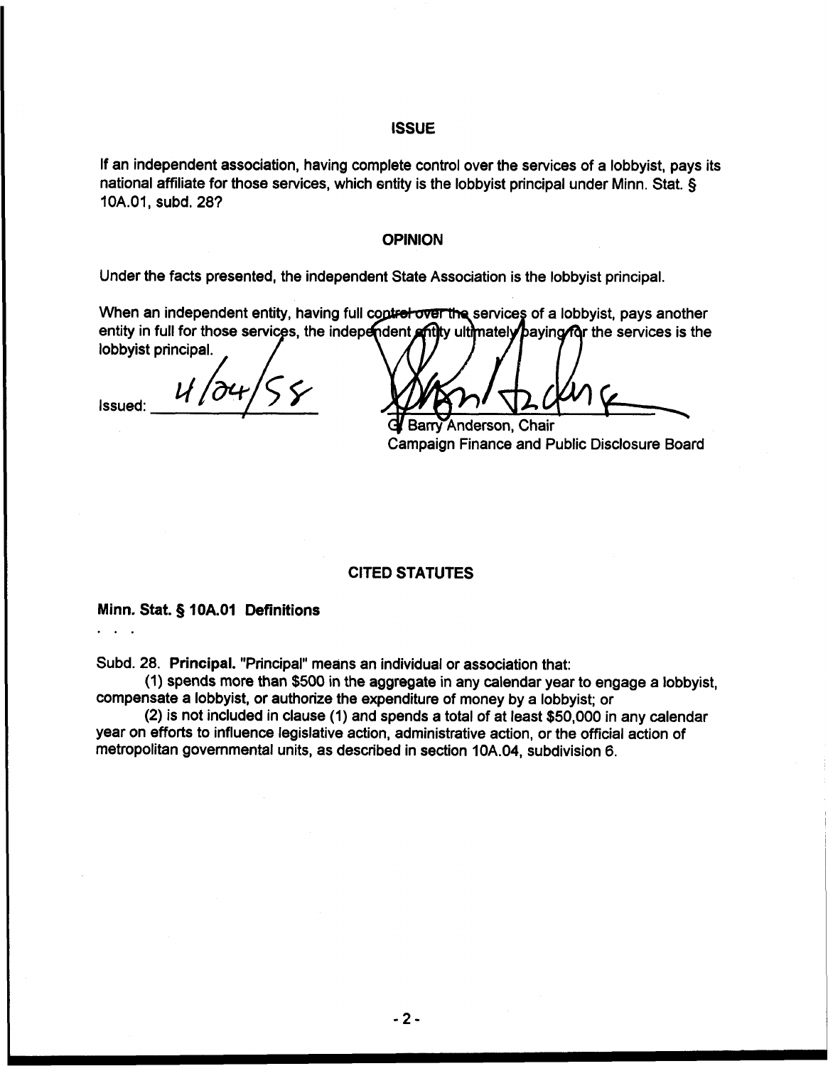## ISSUE

If an independent association, having complete control over the services of a lobbyist, pays its national affiliate for those services, which entity is the lobbyist principal under Minn. Stat. § 10A.01, subd. 28?

## OPINION

Under the facts presented, the independent State Association is the lobbyist principal.

When an independent entity, having full control over the services of a lobbyist, pays another entity in full for those services, the independent entity ultimately paying for the services is the lobbyist principal.

Issued: 4/24/98

G. Barry Anderson, Chair
Campaign Finance and Public Disclosure Board

## CITED STATUTES

**Minn. Stat. § 10A.01 Definitions**

. . .

Subd. 28. **Principal.** "Principal" means an individual or association that:

(1) spends more than $500 in the aggregate in any calendar year to engage a lobbyist, compensate a lobbyist, or authorize the expenditure of money by a lobbyist; or

(2) is not included in clause (1) and spends a total of at least $50,000 in any calendar year on efforts to influence legislative action, administrative action, or the official action of metropolitan governmental units, as described in section 10A.04, subdivision 6.